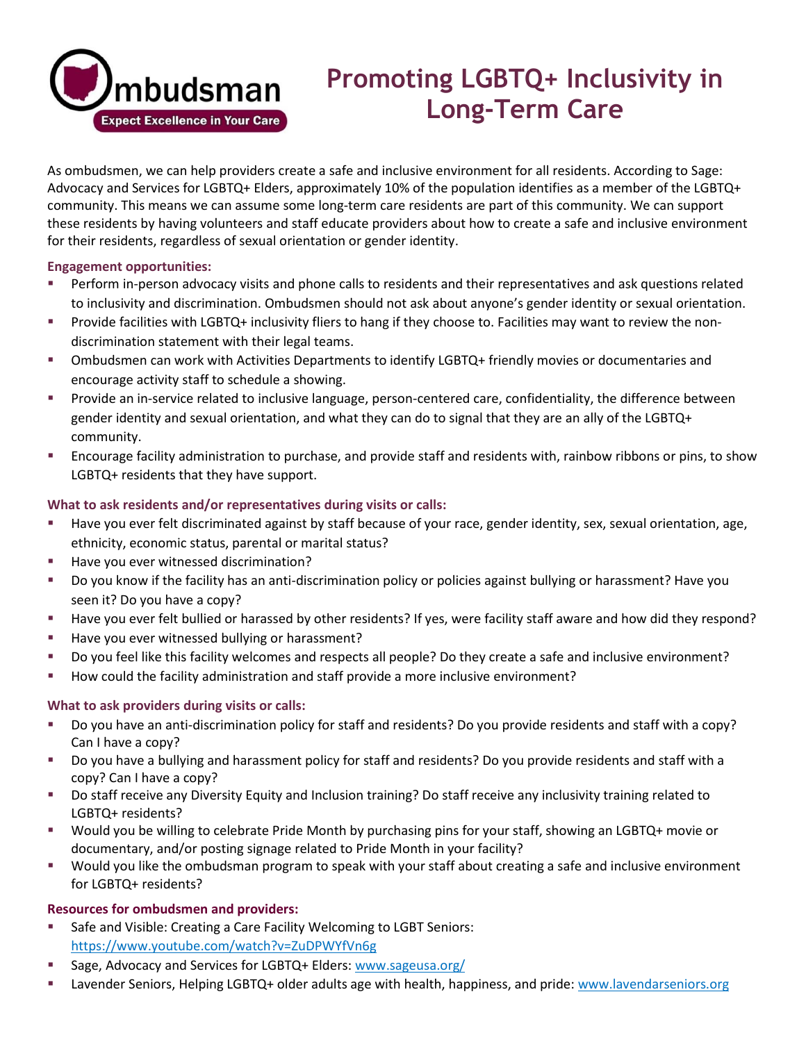Ombudsman
Expect Excellence in Your Care

# Promoting LGBTQ+ Inclusivity in Long-Term Care

As ombudsmen, we can help providers create a safe and inclusive environment for all residents. According to Sage: Advocacy and Services for LGBTQ+ Elders, approximately 10% of the population identifies as a member of the LGBTQ+ community. This means we can assume some long-term care residents are part of this community. We can support these residents by having volunteers and staff educate providers about how to create a safe and inclusive environment for their residents, regardless of sexual orientation or gender identity.

### Engagement opportunities:

- Perform in-person advocacy visits and phone calls to residents and their representatives and ask questions related to inclusivity and discrimination. Ombudsmen should not ask about anyone's gender identity or sexual orientation.
- Provide facilities with LGBTQ+ inclusivity fliers to hang if they choose to. Facilities may want to review the non-discrimination statement with their legal teams.
- Ombudsmen can work with Activities Departments to identify LGBTQ+ friendly movies or documentaries and encourage activity staff to schedule a showing.
- Provide an in-service related to inclusive language, person-centered care, confidentiality, the difference between gender identity and sexual orientation, and what they can do to signal that they are an ally of the LGBTQ+ community.
- Encourage facility administration to purchase, and provide staff and residents with, rainbow ribbons or pins, to show LGBTQ+ residents that they have support.

### What to ask residents and/or representatives during visits or calls:

- Have you ever felt discriminated against by staff because of your race, gender identity, sex, sexual orientation, age, ethnicity, economic status, parental or marital status?
- Have you ever witnessed discrimination?
- Do you know if the facility has an anti-discrimination policy or policies against bullying or harassment? Have you seen it? Do you have a copy?
- Have you ever felt bullied or harassed by other residents? If yes, were facility staff aware and how did they respond?
- Have you ever witnessed bullying or harassment?
- Do you feel like this facility welcomes and respects all people? Do they create a safe and inclusive environment?
- How could the facility administration and staff provide a more inclusive environment?

### What to ask providers during visits or calls:

- Do you have an anti-discrimination policy for staff and residents? Do you provide residents and staff with a copy? Can I have a copy?
- Do you have a bullying and harassment policy for staff and residents? Do you provide residents and staff with a copy? Can I have a copy?
- Do staff receive any Diversity Equity and Inclusion training? Do staff receive any inclusivity training related to LGBTQ+ residents?
- Would you be willing to celebrate Pride Month by purchasing pins for your staff, showing an LGBTQ+ movie or documentary, and/or posting signage related to Pride Month in your facility?
- Would you like the ombudsman program to speak with your staff about creating a safe and inclusive environment for LGBTQ+ residents?

### Resources for ombudsmen and providers:

- Safe and Visible: Creating a Care Facility Welcoming to LGBT Seniors: https://www.youtube.com/watch?v=ZuDPWYfVn6g
- Sage, Advocacy and Services for LGBTQ+ Elders: www.sageusa.org/
- Lavender Seniors, Helping LGBTQ+ older adults age with health, happiness, and pride: www.lavendarseniors.org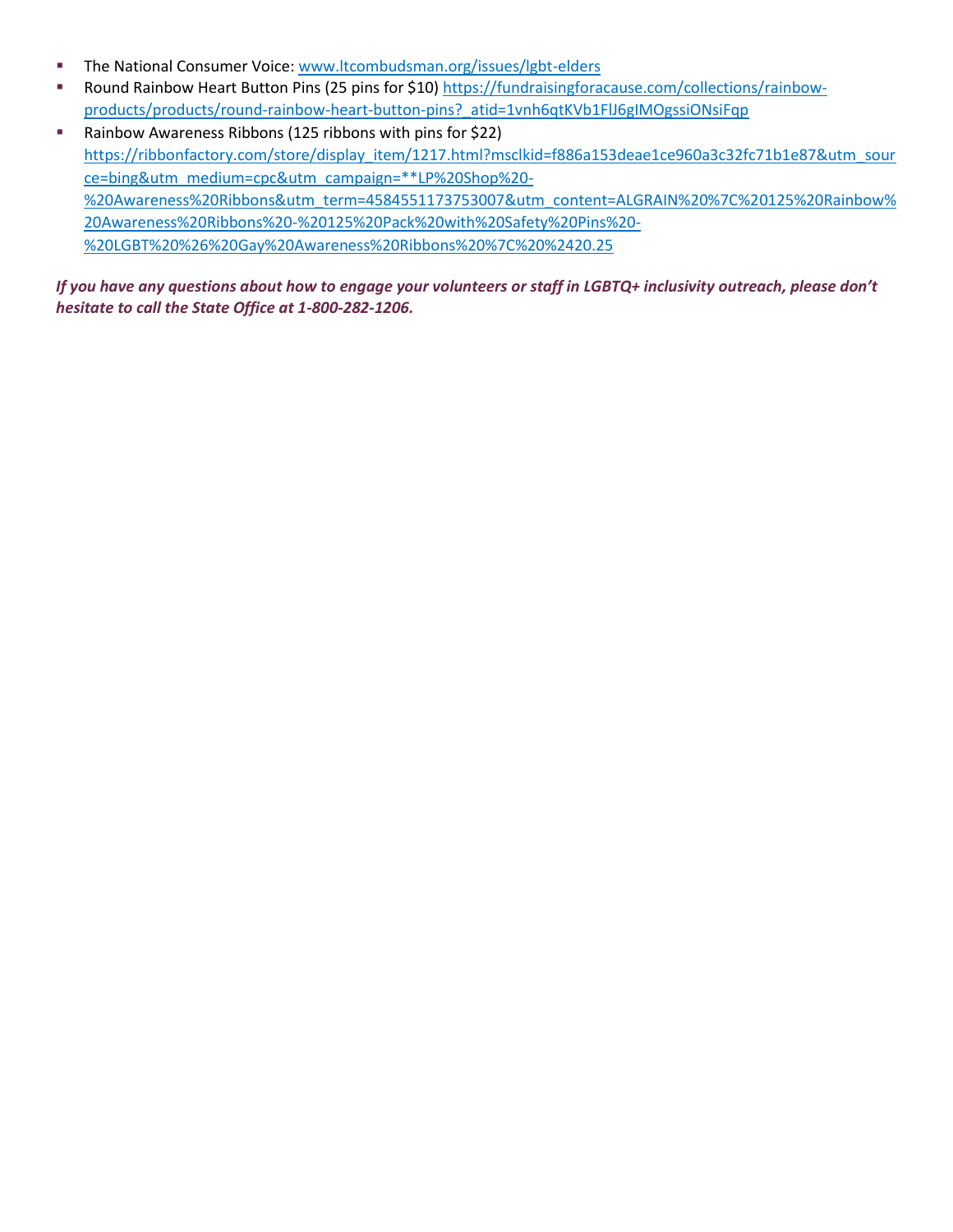- The National Consumer Voice: www.ltcombudsman.org/issues/lgbt-elders
- Round Rainbow Heart Button Pins (25 pins for $10) https://fundraisingforacause.com/collections/rainbow-products/products/round-rainbow-heart-button-pins?_atid=1vnh6qtKVb1FlJ6gIMOgssiONsiFqp
- Rainbow Awareness Ribbons (125 ribbons with pins for $22) https://ribbonfactory.com/store/display_item/1217.html?msclkid=f886a153deae1ce960a3c32fc71b1e87&utm_source=bing&utm_medium=cpc&utm_campaign=**LP%20Shop%20-%20Awareness%20Ribbons&utm_term=4584551173753007&utm_content=ALGRAIN%20%7C%20125%20Rainbow%20Awareness%20Ribbons%20-%20125%20Pack%20with%20Safety%20Pins%20-%20LGBT%20%26%20Gay%20Awareness%20Ribbons%20%7C%20%2420.25

***If you have any questions about how to engage your volunteers or staff in LGBTQ+ inclusivity outreach, please don't hesitate to call the State Office at 1-800-282-1206.***